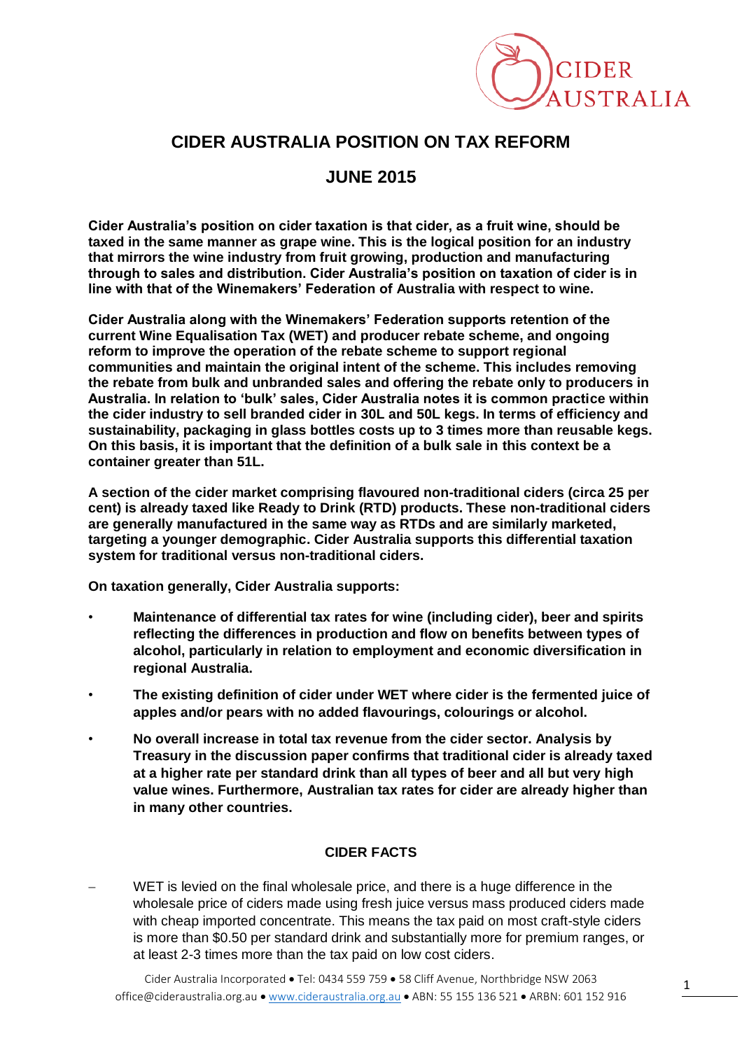# CIDER AUSTRALIA POSITION ON TAX REFORM

## JUNE 2015

**Cider Australia's position on cider taxation is that cider, as a fruit wine, should be taxed in the same manner as grape wine. This is the logical position for an industry that mirrors the wine industry from fruit growing, production and manufacturing through to sales and distribution. Cider Australia's position on taxation of cider is in line with that of the Winemakers' Federation of Australia with respect to wine.**

**Cider Australia along with the Winemakers' Federation supports retention of the current Wine Equalisation Tax (WET) and producer rebate scheme, and ongoing reform to improve the operation of the rebate scheme to support regional communities and maintain the original intent of the scheme. This includes removing the rebate from bulk and unbranded sales and offering the rebate only to producers in Australia. In relation to 'bulk' sales, Cider Australia notes it is common practice within the cider industry to sell branded cider in 30L and 50L kegs. In terms of efficiency and sustainability, packaging in glass bottles costs up to 3 times more than reusable kegs. On this basis, it is important that the definition of a bulk sale in this context be a container greater than 51L.**

**A section of the cider market comprising flavoured non-traditional ciders (circa 25 per cent) is already taxed like Ready to Drink (RTD) products. These non-traditional ciders are generally manufactured in the same way as RTDs and are similarly marketed, targeting a younger demographic. Cider Australia supports this differential taxation system for traditional versus non-traditional ciders.**

**On taxation generally, Cider Australia supports:**

- **Maintenance of differential tax rates for wine (including cider), beer and spirits reflecting the differences in production and flow on benefits between types of alcohol, particularly in relation to employment and economic diversification in regional Australia.**
- **The existing definition of cider under WET where cider is the fermented juice of apples and/or pears with no added flavourings, colourings or alcohol.**
- **No overall increase in total tax revenue from the cider sector. Analysis by Treasury in the discussion paper confirms that traditional cider is already taxed at a higher rate per standard drink than all types of beer and all but very high value wines. Furthermore, Australian tax rates for cider are already higher than in many other countries.**

### CIDER FACTS

- WET is levied on the final wholesale price, and there is a huge difference in the wholesale price of ciders made using fresh juice versus mass produced ciders made with cheap imported concentrate. This means the tax paid on most craft-style ciders is more than $0.50 per standard drink and substantially more for premium ranges, or at least 2-3 times more than the tax paid on low cost ciders.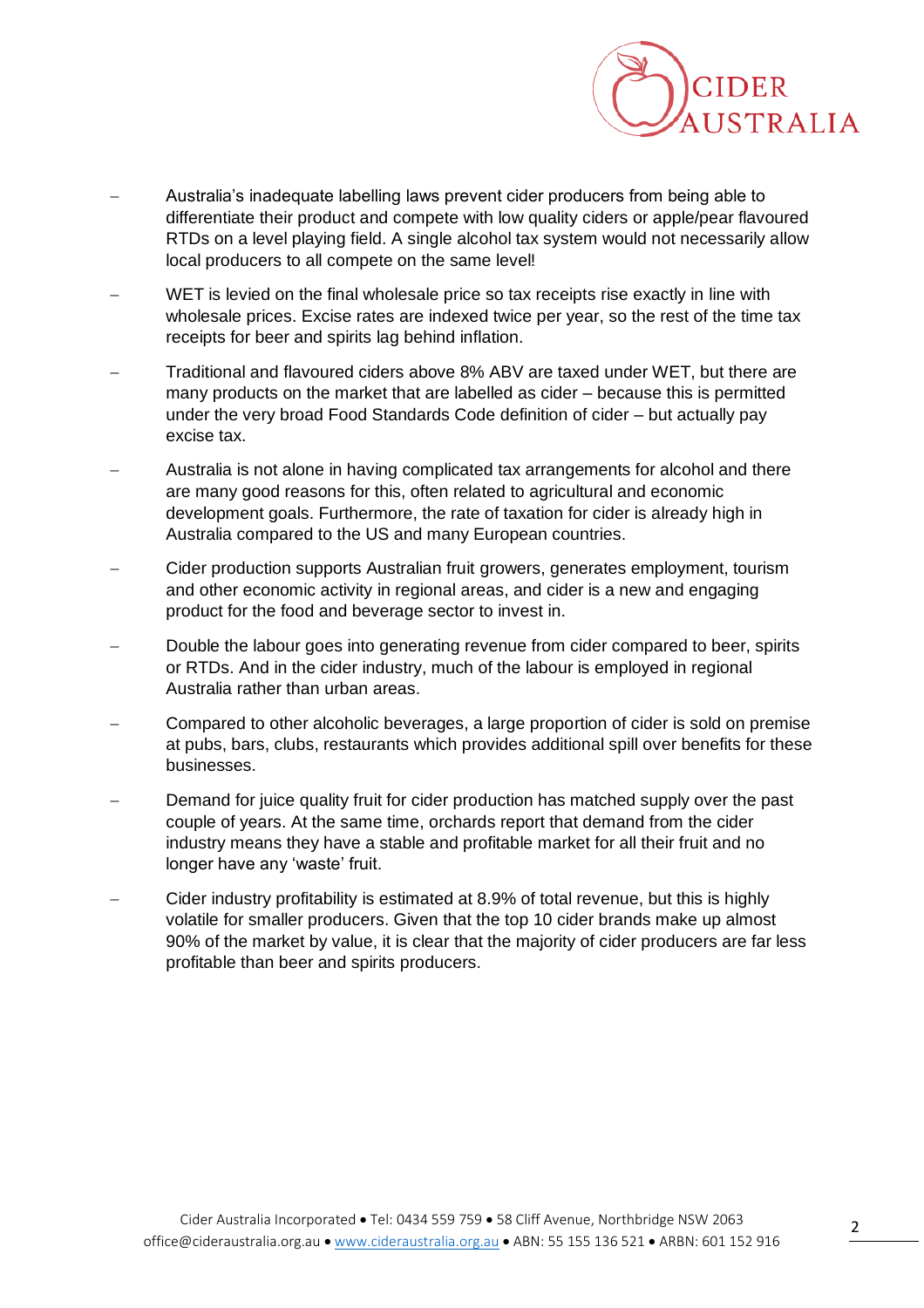- Australia's inadequate labelling laws prevent cider producers from being able to differentiate their product and compete with low quality ciders or apple/pear flavoured RTDs on a level playing field. A single alcohol tax system would not necessarily allow local producers to all compete on the same level!
- WET is levied on the final wholesale price so tax receipts rise exactly in line with wholesale prices. Excise rates are indexed twice per year, so the rest of the time tax receipts for beer and spirits lag behind inflation.
- Traditional and flavoured ciders above 8% ABV are taxed under WET, but there are many products on the market that are labelled as cider – because this is permitted under the very broad Food Standards Code definition of cider – but actually pay excise tax.
- Australia is not alone in having complicated tax arrangements for alcohol and there are many good reasons for this, often related to agricultural and economic development goals. Furthermore, the rate of taxation for cider is already high in Australia compared to the US and many European countries.
- Cider production supports Australian fruit growers, generates employment, tourism and other economic activity in regional areas, and cider is a new and engaging product for the food and beverage sector to invest in.
- Double the labour goes into generating revenue from cider compared to beer, spirits or RTDs. And in the cider industry, much of the labour is employed in regional Australia rather than urban areas.
- Compared to other alcoholic beverages, a large proportion of cider is sold on premise at pubs, bars, clubs, restaurants which provides additional spill over benefits for these businesses.
- Demand for juice quality fruit for cider production has matched supply over the past couple of years. At the same time, orchards report that demand from the cider industry means they have a stable and profitable market for all their fruit and no longer have any 'waste' fruit.
- Cider industry profitability is estimated at 8.9% of total revenue, but this is highly volatile for smaller producers. Given that the top 10 cider brands make up almost 90% of the market by value, it is clear that the majority of cider producers are far less profitable than beer and spirits producers.